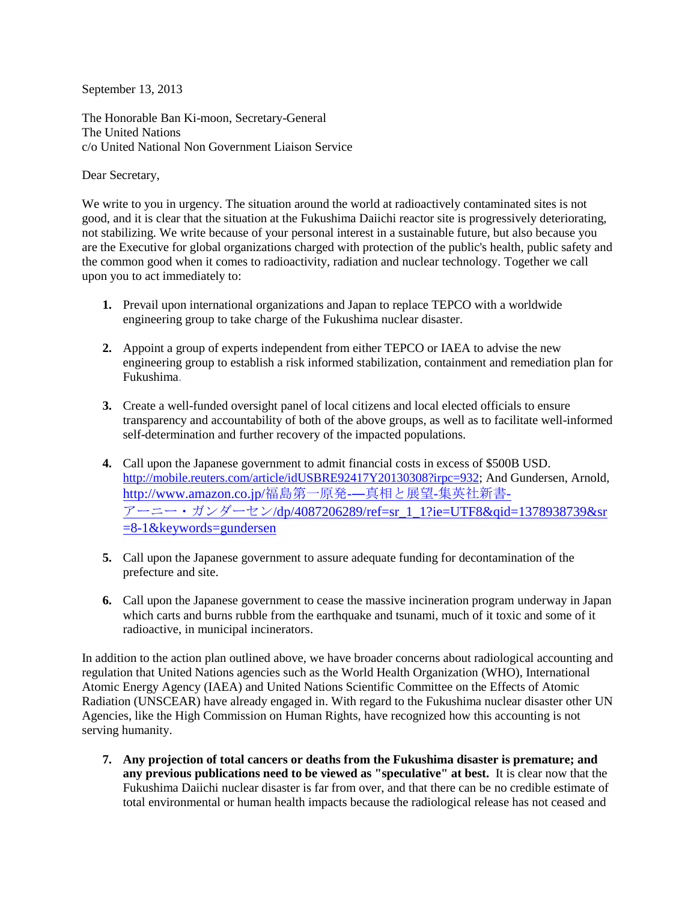September 13, 2013

The Honorable Ban Ki-moon, Secretary-General
The United Nations
c/o United National Non Government Liaison Service

Dear Secretary,

We write to you in urgency. The situation around the world at radioactively contaminated sites is not good, and it is clear that the situation at the Fukushima Daiichi reactor site is progressively deteriorating, not stabilizing. We write because of your personal interest in a sustainable future, but also because you are the Executive for global organizations charged with protection of the public's health, public safety and the common good when it comes to radioactivity, radiation and nuclear technology. Together we call upon you to act immediately to:

1. Prevail upon international organizations and Japan to replace TEPCO with a worldwide engineering group to take charge of the Fukushima nuclear disaster.

2. Appoint a group of experts independent from either TEPCO or IAEA to advise the new engineering group to establish a risk informed stabilization, containment and remediation plan for Fukushima.

3. Create a well-funded oversight panel of local citizens and local elected officials to ensure transparency and accountability of both of the above groups, as well as to facilitate well-informed self-determination and further recovery of the impacted populations.

4. Call upon the Japanese government to admit financial costs in excess of $500B USD. http://mobile.reuters.com/article/idUSBRE92417Y20130308?irpc=932; And Gundersen, Arnold, http://www.amazon.co.jp/福島第一原発-—真相と展望-集英社新書-アーニー・ガンダーセン/dp/4087206289/ref=sr_1_1?ie=UTF8&qid=1378938739&sr=8-1&keywords=gundersen

5. Call upon the Japanese government to assure adequate funding for decontamination of the prefecture and site.

6. Call upon the Japanese government to cease the massive incineration program underway in Japan which carts and burns rubble from the earthquake and tsunami, much of it toxic and some of it radioactive, in municipal incinerators.

In addition to the action plan outlined above, we have broader concerns about radiological accounting and regulation that United Nations agencies such as the World Health Organization (WHO), International Atomic Energy Agency (IAEA) and United Nations Scientific Committee on the Effects of Atomic Radiation (UNSCEAR) have already engaged in. With regard to the Fukushima nuclear disaster other UN Agencies, like the High Commission on Human Rights, have recognized how this accounting is not serving humanity.

7. **Any projection of total cancers or deaths from the Fukushima disaster is premature; and any previous publications need to be viewed as "speculative" at best.** It is clear now that the Fukushima Daiichi nuclear disaster is far from over, and that there can be no credible estimate of total environmental or human health impacts because the radiological release has not ceased and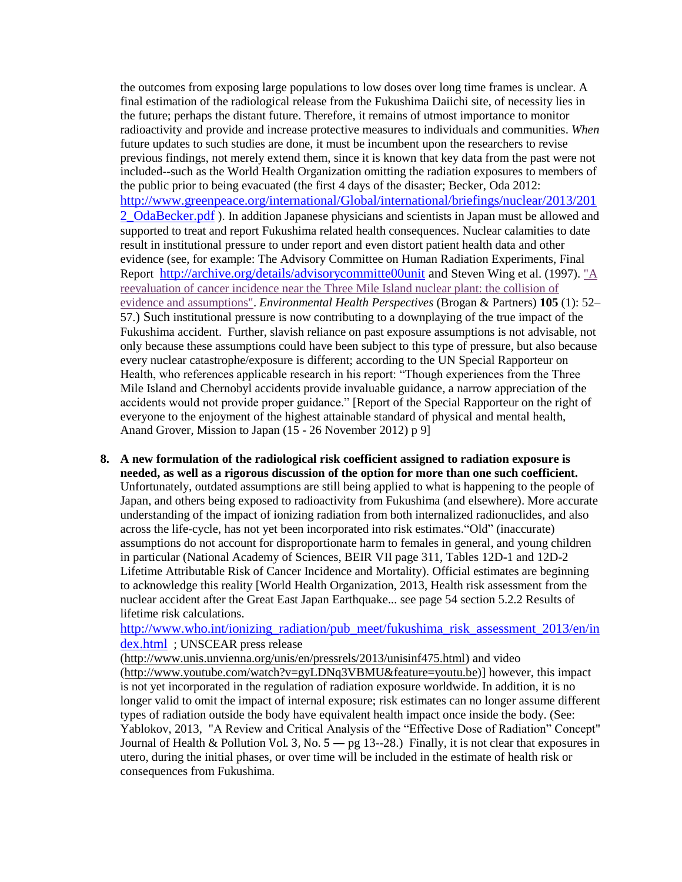the outcomes from exposing large populations to low doses over long time frames is unclear. A final estimation of the radiological release from the Fukushima Daiichi site, of necessity lies in the future; perhaps the distant future. Therefore, it remains of utmost importance to monitor radioactivity and provide and increase protective measures to individuals and communities. *When* future updates to such studies are done, it must be incumbent upon the researchers to revise previous findings, not merely extend them, since it is known that key data from the past were not included--such as the World Health Organization omitting the radiation exposures to members of the public prior to being evacuated (the first 4 days of the disaster; Becker, Oda 2012: http://www.greenpeace.org/international/Global/international/briefings/nuclear/2013/2012_OdaBecker.pdf ). In addition Japanese physicians and scientists in Japan must be allowed and supported to treat and report Fukushima related health consequences. Nuclear calamities to date result in institutional pressure to under report and even distort patient health data and other evidence (see, for example: The Advisory Committee on Human Radiation Experiments, Final Report http://archive.org/details/advisorycommitte00unit and Steven Wing et al. (1997). "A reevaluation of cancer incidence near the Three Mile Island nuclear plant: the collision of evidence and assumptions". *Environmental Health Perspectives* (Brogan & Partners) **105** (1): 52–57.) Such institutional pressure is now contributing to a downplaying of the true impact of the Fukushima accident. Further, slavish reliance on past exposure assumptions is not advisable, not only because these assumptions could have been subject to this type of pressure, but also because every nuclear catastrophe/exposure is different; according to the UN Special Rapporteur on Health, who references applicable research in his report: "Though experiences from the Three Mile Island and Chernobyl accidents provide invaluable guidance, a narrow appreciation of the accidents would not provide proper guidance." [Report of the Special Rapporteur on the right of everyone to the enjoyment of the highest attainable standard of physical and mental health, Anand Grover, Mission to Japan (15 - 26 November 2012) p 9]

8. **A new formulation of the radiological risk coefficient assigned to radiation exposure is needed, as well as a rigorous discussion of the option for more than one such coefficient.** Unfortunately, outdated assumptions are still being applied to what is happening to the people of Japan, and others being exposed to radioactivity from Fukushima (and elsewhere). More accurate understanding of the impact of ionizing radiation from both internalized radionuclides, and also across the life-cycle, has not yet been incorporated into risk estimates."Old" (inaccurate) assumptions do not account for disproportionate harm to females in general, and young children in particular (National Academy of Sciences, BEIR VII page 311, Tables 12D-1 and 12D-2 Lifetime Attributable Risk of Cancer Incidence and Mortality). Official estimates are beginning to acknowledge this reality [World Health Organization, 2013, Health risk assessment from the nuclear accident after the Great East Japan Earthquake... see page 54 section 5.2.2 Results of lifetime risk calculations. http://www.who.int/ionizing_radiation/pub_meet/fukushima_risk_assessment_2013/en/index.html ; UNSCEAR press release (http://www.unis.unvienna.org/unis/en/pressrels/2013/unisinf475.html) and video (http://www.youtube.com/watch?v=gyLDNq3VBMU&feature=youtu.be)] however, this impact is not yet incorporated in the regulation of radiation exposure worldwide. In addition, it is no longer valid to omit the impact of internal exposure; risk estimates can no longer assume different types of radiation outside the body have equivalent health impact once inside the body. (See: Yablokov, 2013, "A Review and Critical Analysis of the "Effective Dose of Radiation" Concept" Journal of Health & Pollution Vol. 3, No. 5 — pg 13--28.) Finally, it is not clear that exposures in utero, during the initial phases, or over time will be included in the estimate of health risk or consequences from Fukushima.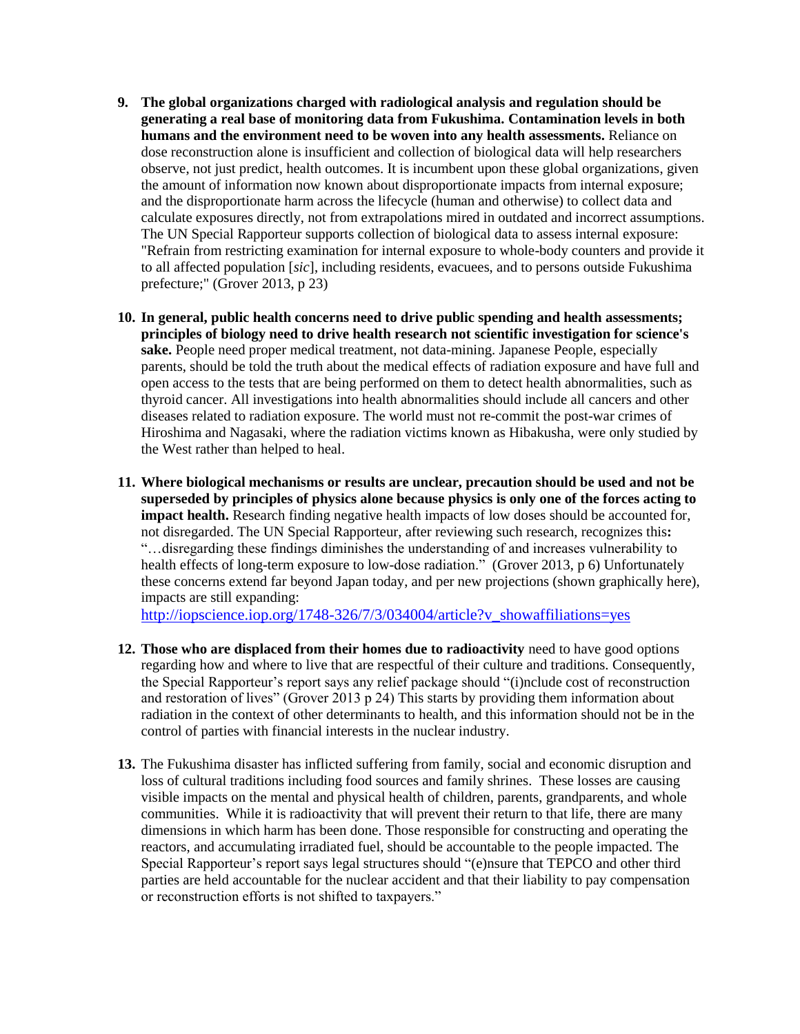9. **The global organizations charged with radiological analysis and regulation should be generating a real base of monitoring data from Fukushima. Contamination levels in both humans and the environment need to be woven into any health assessments.** Reliance on dose reconstruction alone is insufficient and collection of biological data will help researchers observe, not just predict, health outcomes. It is incumbent upon these global organizations, given the amount of information now known about disproportionate impacts from internal exposure; and the disproportionate harm across the lifecycle (human and otherwise) to collect data and calculate exposures directly, not from extrapolations mired in outdated and incorrect assumptions. The UN Special Rapporteur supports collection of biological data to assess internal exposure: "Refrain from restricting examination for internal exposure to whole-body counters and provide it to all affected population [*sic*], including residents, evacuees, and to persons outside Fukushima prefecture;" (Grover 2013, p 23)

10. **In general, public health concerns need to drive public spending and health assessments; principles of biology need to drive health research not scientific investigation for science's sake.** People need proper medical treatment, not data-mining. Japanese People, especially parents, should be told the truth about the medical effects of radiation exposure and have full and open access to the tests that are being performed on them to detect health abnormalities, such as thyroid cancer. All investigations into health abnormalities should include all cancers and other diseases related to radiation exposure. The world must not re-commit the post-war crimes of Hiroshima and Nagasaki, where the radiation victims known as Hibakusha, were only studied by the West rather than helped to heal.

11. **Where biological mechanisms or results are unclear, precaution should be used and not be superseded by principles of physics alone because physics is only one of the forces acting to impact health.** Research finding negative health impacts of low doses should be accounted for, not disregarded. The UN Special Rapporteur, after reviewing such research, recognizes this**:** "…disregarding these findings diminishes the understanding of and increases vulnerability to health effects of long-term exposure to low-dose radiation." (Grover 2013, p 6) Unfortunately these concerns extend far beyond Japan today, and per new projections (shown graphically here), impacts are still expanding: http://iopscience.iop.org/1748-326/7/3/034004/article?v_showaffiliations=yes

12. **Those who are displaced from their homes due to radioactivity** need to have good options regarding how and where to live that are respectful of their culture and traditions. Consequently, the Special Rapporteur's report says any relief package should "(i)nclude cost of reconstruction and restoration of lives" (Grover 2013 p 24) This starts by providing them information about radiation in the context of other determinants to health, and this information should not be in the control of parties with financial interests in the nuclear industry.

13. The Fukushima disaster has inflicted suffering from family, social and economic disruption and loss of cultural traditions including food sources and family shrines. These losses are causing visible impacts on the mental and physical health of children, parents, grandparents, and whole communities. While it is radioactivity that will prevent their return to that life, there are many dimensions in which harm has been done. Those responsible for constructing and operating the reactors, and accumulating irradiated fuel, should be accountable to the people impacted. The Special Rapporteur's report says legal structures should "(e)nsure that TEPCO and other third parties are held accountable for the nuclear accident and that their liability to pay compensation or reconstruction efforts is not shifted to taxpayers."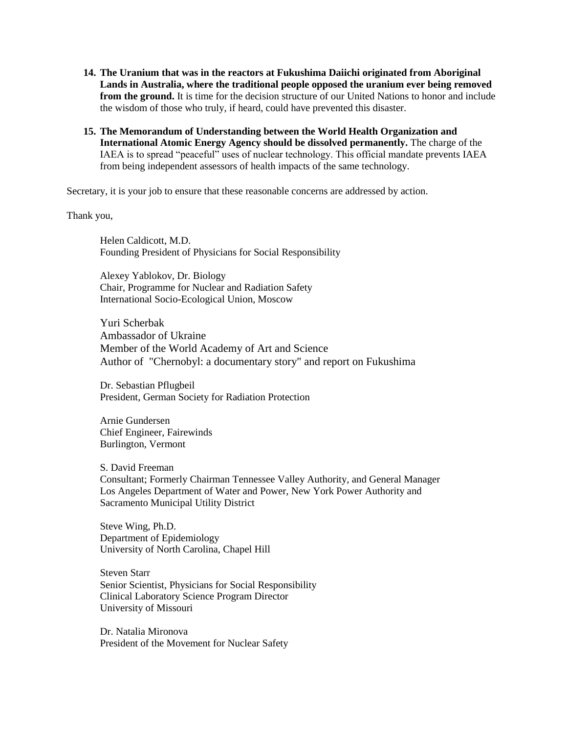14. **The Uranium that was in the reactors at Fukushima Daiichi originated from Aboriginal Lands in Australia, where the traditional people opposed the uranium ever being removed from the ground.** It is time for the decision structure of our United Nations to honor and include the wisdom of those who truly, if heard, could have prevented this disaster.

15. **The Memorandum of Understanding between the World Health Organization and International Atomic Energy Agency should be dissolved permanently.** The charge of the IAEA is to spread "peaceful" uses of nuclear technology. This official mandate prevents IAEA from being independent assessors of health impacts of the same technology.

Secretary, it is your job to ensure that these reasonable concerns are addressed by action.

Thank you,

Helen Caldicott, M.D.
Founding President of Physicians for Social Responsibility

Alexey Yablokov, Dr. Biology
Chair, Programme for Nuclear and Radiation Safety
International Socio-Ecological Union, Moscow

Yuri Scherbak
Ambassador of Ukraine
Member of the World Academy of Art and Science
Author of "Chernobyl: a documentary story" and report on Fukushima

Dr. Sebastian Pflugbeil
President, German Society for Radiation Protection

Arnie Gundersen
Chief Engineer, Fairewinds
Burlington, Vermont

S. David Freeman
Consultant; Formerly Chairman Tennessee Valley Authority, and General Manager Los Angeles Department of Water and Power, New York Power Authority and Sacramento Municipal Utility District

Steve Wing, Ph.D.
Department of Epidemiology
University of North Carolina, Chapel Hill

Steven Starr
Senior Scientist, Physicians for Social Responsibility
Clinical Laboratory Science Program Director
University of Missouri

Dr. Natalia Mironova
President of the Movement for Nuclear Safety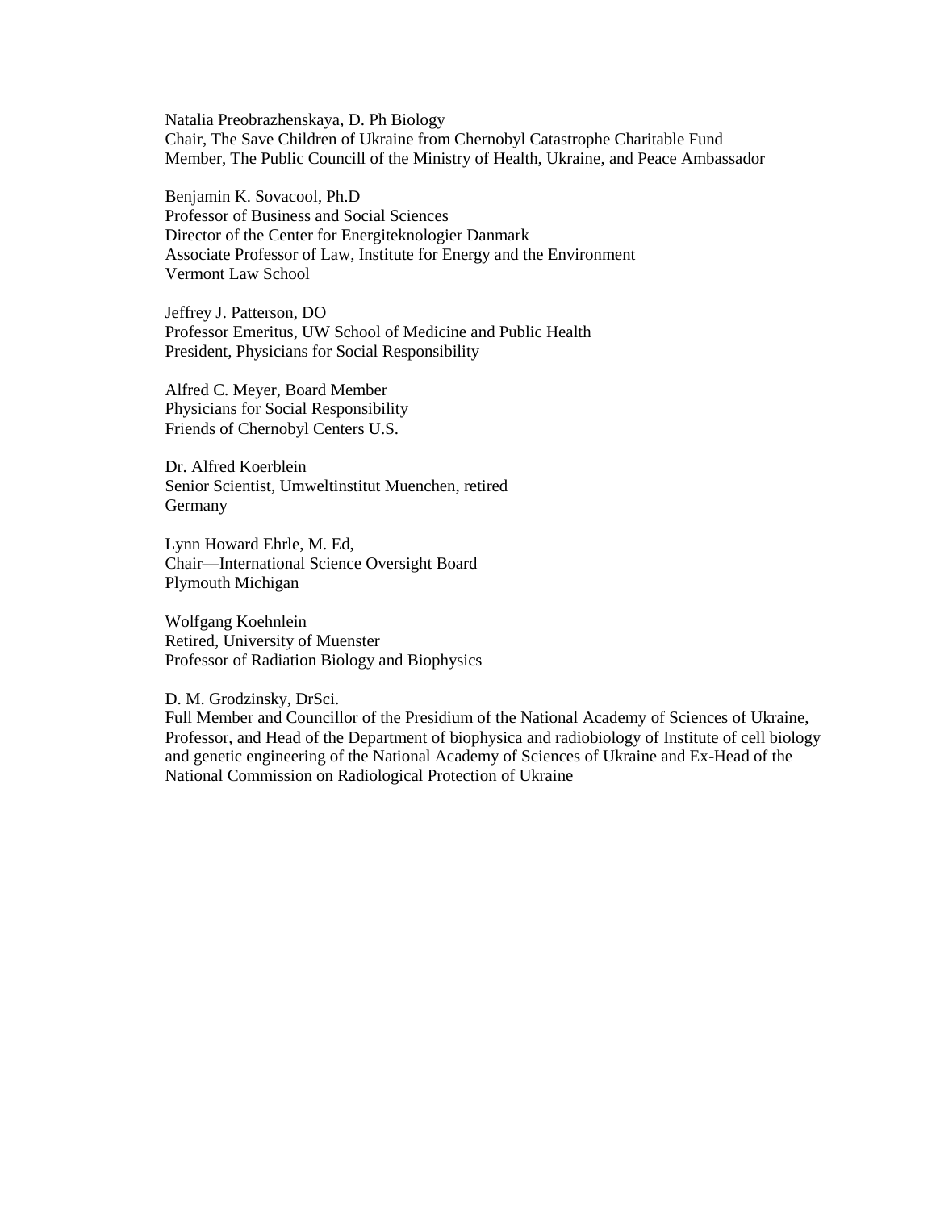Natalia Preobrazhenskaya, D. Ph Biology
Chair, The Save Children of Ukraine from Chernobyl Catastrophe Charitable Fund
Member, The Public Councill of the Ministry of Health, Ukraine, and Peace Ambassador

Benjamin K. Sovacool, Ph.D
Professor of Business and Social Sciences
Director of the Center for Energiteknologier Danmark
Associate Professor of Law, Institute for Energy and the Environment
Vermont Law School

Jeffrey J. Patterson, DO
Professor Emeritus, UW School of Medicine and Public Health
President, Physicians for Social Responsibility

Alfred C. Meyer, Board Member
Physicians for Social Responsibility
Friends of Chernobyl Centers U.S.

Dr. Alfred Koerblein
Senior Scientist, Umweltinstitut Muenchen, retired
Germany

Lynn Howard Ehrle, M. Ed,
Chair—International Science Oversight Board
Plymouth Michigan

Wolfgang Koehnlein
Retired, University of Muenster
Professor of Radiation Biology and Biophysics

D. M. Grodzinsky, DrSci.
Full Member and Councillor of the Presidium of the National Academy of Sciences of Ukraine, Professor, and Head of the Department of biophysica and radiobiology of Institute of cell biology and genetic engineering of the National Academy of Sciences of Ukraine and Ex-Head of the National Commission on Radiological Protection of Ukraine